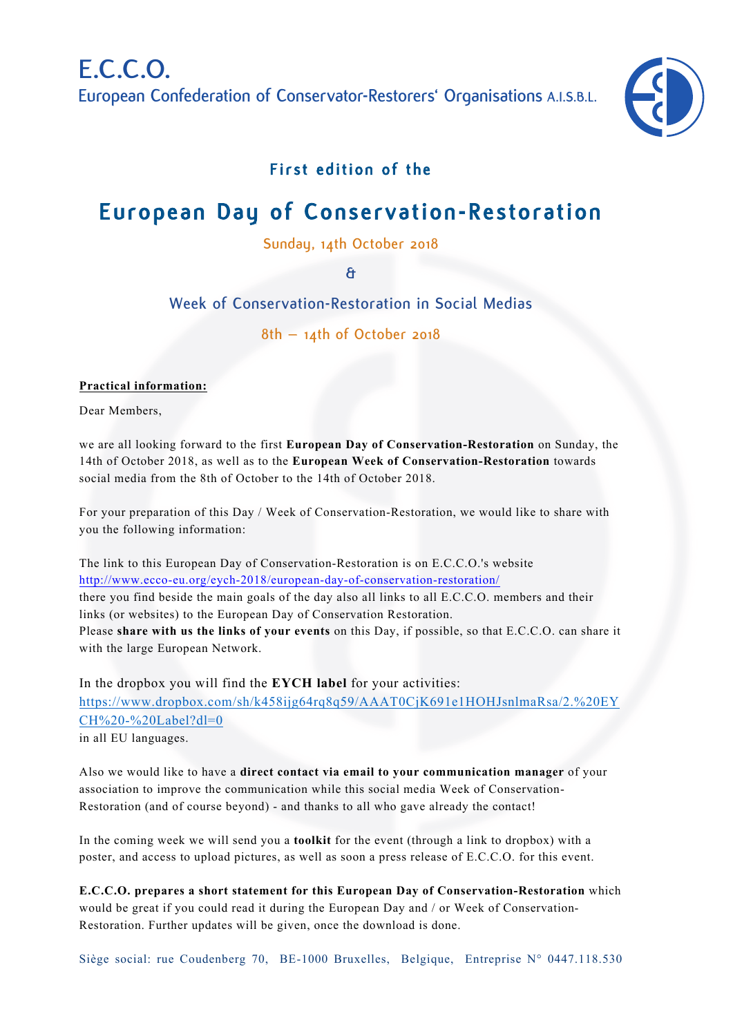# E.C.C.O.

European Confederation of Conservator-Restorers' Organisations A.I.S.B.L.

### First edition of the

# European Day of Conservation-Restoration

Sunday, 14th October 2018

&

Week of Conservation-Restoration in Social Medias

8th – 14th of October 2018

**Practical information:**

Dear Members,

we are all looking forward to the first **European Day of Conservation-Restoration** on Sunday, the 14th of October 2018, as well as to the **European Week of Conservation-Restoration** towards social media from the 8th of October to the 14th of October 2018.

For your preparation of this Day / Week of Conservation-Restoration, we would like to share with you the following information:

The link to this European Day of Conservation-Restoration is on E.C.C.O.'s website
http://www.ecco-eu.org/eych-2018/european-day-of-conservation-restoration/
there you find beside the main goals of the day also all links to all E.C.C.O. members and their links (or websites) to the European Day of Conservation Restoration.
Please **share with us the links of your events** on this Day, if possible, so that E.C.C.O. can share it with the large European Network.

In the dropbox you will find the **EYCH label** for your activities:
https://www.dropbox.com/sh/k458ijg64rq8q59/AAAT0CjK691e1HOHJsnlmaRsa/2.%20EYCH%20-%20Label?dl=0
in all EU languages.

Also we would like to have a **direct contact via email to your communication manager** of your association to improve the communication while this social media Week of Conservation-Restoration (and of course beyond) - and thanks to all who gave already the contact!

In the coming week we will send you a **toolkit** for the event (through a link to dropbox) with a poster, and access to upload pictures, as well as soon a press release of E.C.C.O. for this event.

**E.C.C.O. prepares a short statement for this European Day of Conservation-Restoration** which would be great if you could read it during the European Day and / or Week of Conservation-Restoration. Further updates will be given, once the download is done.

Siège social: rue Coudenberg 70, BE-1000 Bruxelles, Belgique, Entreprise N° 0447.118.530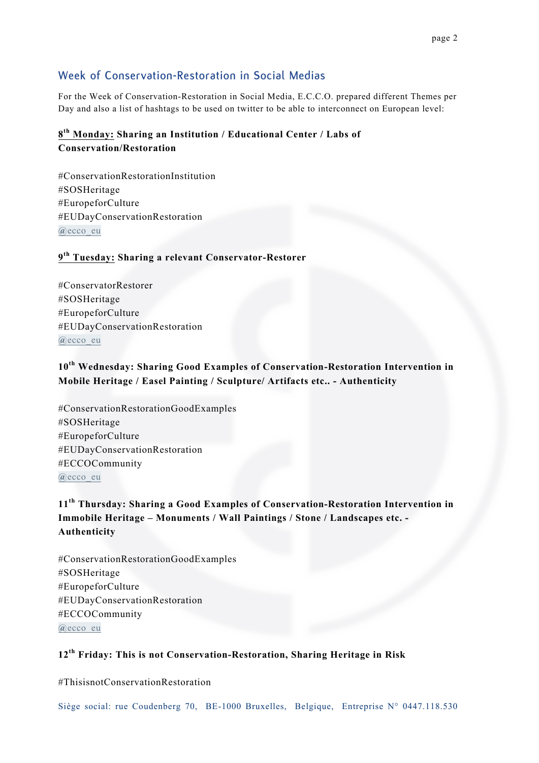## Week of Conservation-Restoration in Social Medias

For the Week of Conservation-Restoration in Social Media, E.C.C.O. prepared different Themes per Day and also a list of hashtags to be used on twitter to be able to interconnect on European level:

**8th Monday: Sharing an Institution / Educational Center / Labs of Conservation/Restoration**

#ConservationRestorationInstitution
#SOSHeritage
#EuropeforCulture
#EUDayConservationRestoration
@ecco_eu

**9th Tuesday: Sharing a relevant Conservator-Restorer**

#ConservatorRestorer
#SOSHeritage
#EuropeforCulture
#EUDayConservationRestoration
@ecco_eu

**10th Wednesday: Sharing Good Examples of Conservation-Restoration Intervention in Mobile Heritage / Easel Painting / Sculpture/ Artifacts etc.. - Authenticity**

#ConservationRestorationGoodExamples
#SOSHeritage
#EuropeforCulture
#EUDayConservationRestoration
#ECCOCommunity
@ecco_eu

**11th Thursday: Sharing a Good Examples of Conservation-Restoration Intervention in Immobile Heritage – Monuments / Wall Paintings / Stone / Landscapes etc. - Authenticity**

#ConservationRestorationGoodExamples
#SOSHeritage
#EuropeforCulture
#EUDayConservationRestoration
#ECCOCommunity
@ecco_eu

**12th Friday: This is not Conservation-Restoration, Sharing Heritage in Risk**

#ThisisnotConservationRestoration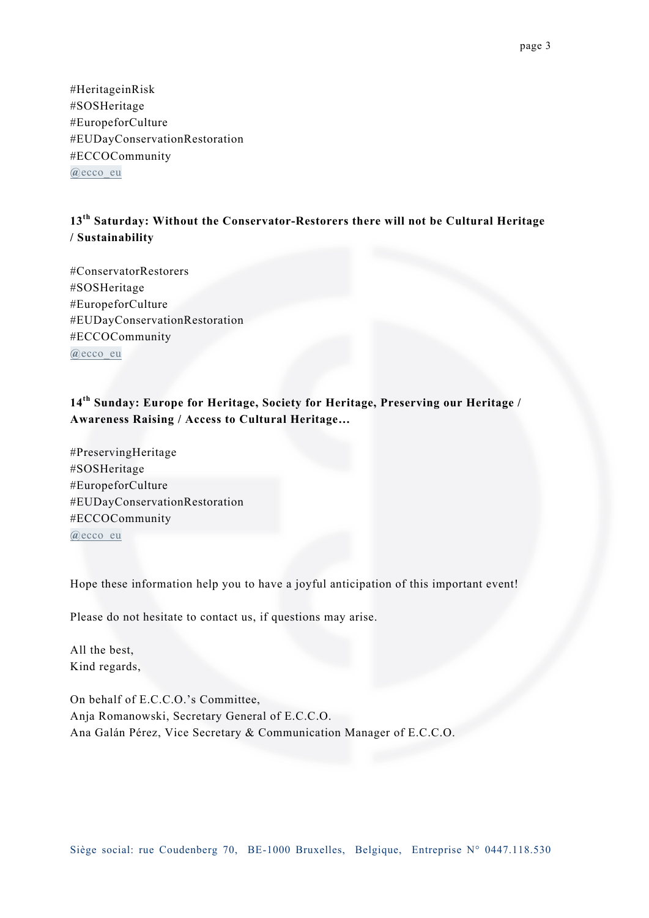#HeritageinRisk
#SOSHeritage
#EuropeforCulture
#EUDayConservationRestoration
#ECCOCommunity
@ecco_eu

**13th Saturday: Without the Conservator-Restorers there will not be Cultural Heritage / Sustainability**

#ConservatorRestorers
#SOSHeritage
#EuropeforCulture
#EUDayConservationRestoration
#ECCOCommunity
@ecco_eu

**14th Sunday: Europe for Heritage, Society for Heritage, Preserving our Heritage / Awareness Raising / Access to Cultural Heritage…**

#PreservingHeritage
#SOSHeritage
#EuropeforCulture
#EUDayConservationRestoration
#ECCOCommunity
@ecco_eu

Hope these information help you to have a joyful anticipation of this important event!

Please do not hesitate to contact us, if questions may arise.

All the best,
Kind regards,

On behalf of E.C.C.O.'s Committee,
Anja Romanowski, Secretary General of E.C.C.O.
Ana Galán Pérez, Vice Secretary & Communication Manager of E.C.C.O.

Siège social: rue Coudenberg 70, BE-1000 Bruxelles, Belgique, Entreprise N° 0447.118.530